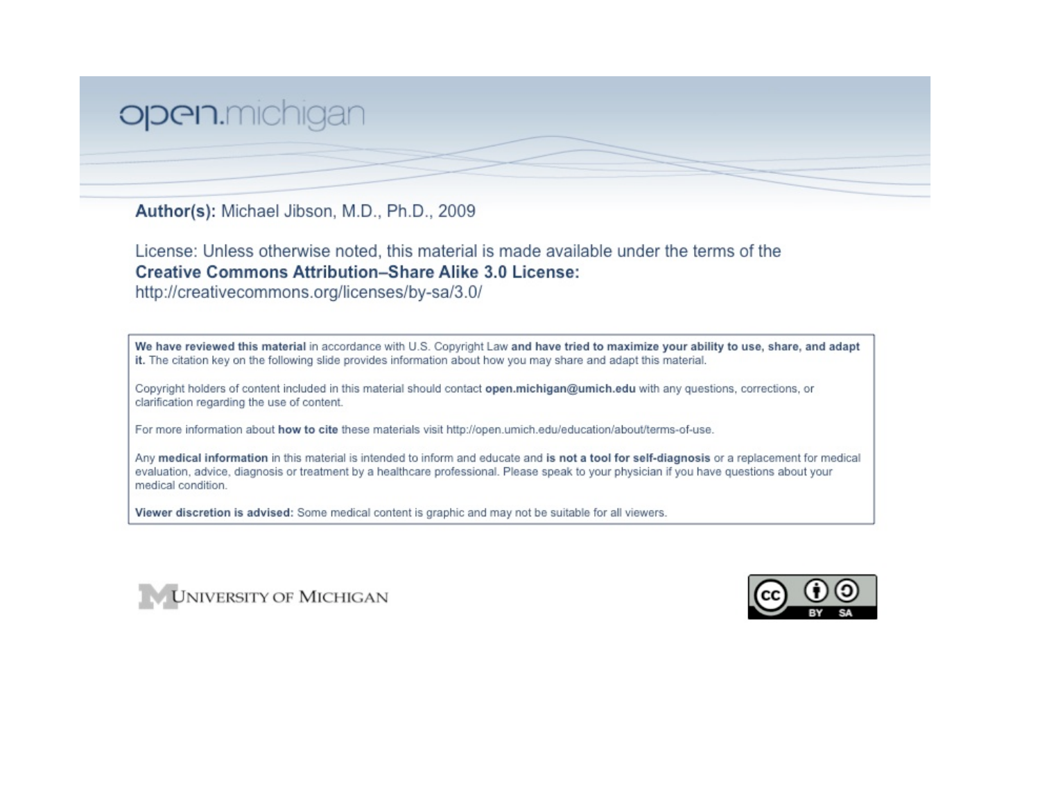open.michigan

**Author(s):** Michael Jibson, M.D., Ph.D., 2009

License: Unless otherwise noted, this material is made available under the terms of the **Creative Commons Attribution–Share Alike 3.0 License:** http://creativecommons.org/licenses/by-sa/3.0/

**We have reviewed this material** in accordance with U.S. Copyright Law **and have tried to maximize your ability to use, share, and adapt it.** The citation key on the following slide provides information about how you may share and adapt this material.

Copyright holders of content included in this material should contact **open.michigan@umich.edu** with any questions, corrections, or clarification regarding the use of content.

For more information about **how to cite** these materials visit http://open.umich.edu/education/about/terms-of-use.

Any **medical information** in this material is intended to inform and educate and **is not a tool for self-diagnosis** or a replacement for medical evaluation, advice, diagnosis or treatment by a healthcare professional. Please speak to your physician if you have questions about your medical condition.

**Viewer discretion is advised:** Some medical content is graphic and may not be suitable for all viewers.

University of Michigan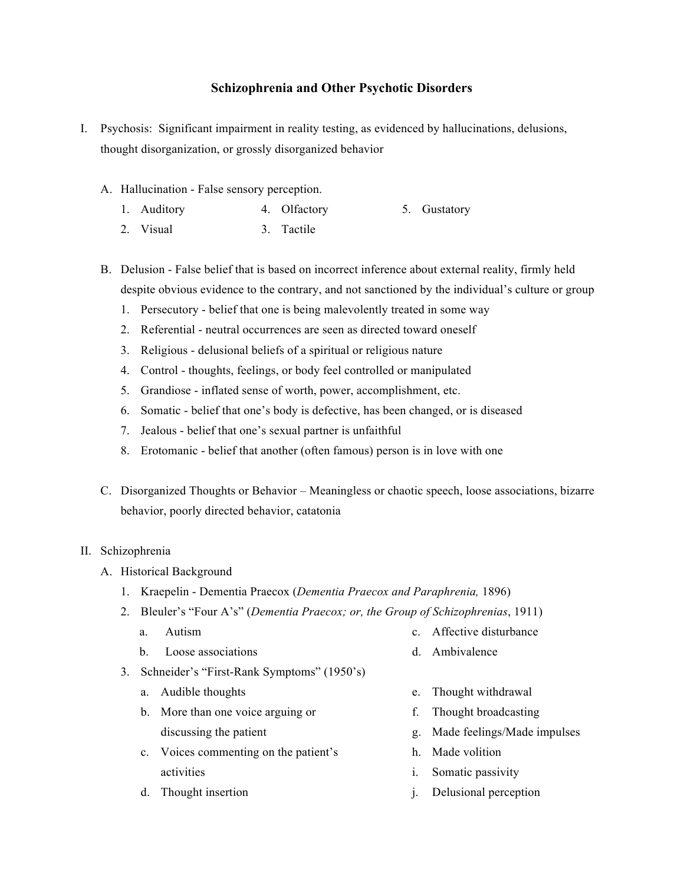## Schizophrenia and Other Psychotic Disorders

I. Psychosis: Significant impairment in reality testing, as evidenced by hallucinations, delusions, thought disorganization, or grossly disorganized behavior

   A. Hallucination - False sensory perception.

      1. Auditory
      2. Visual
      3. Tactile
      4. Olfactory
      5. Gustatory

   B. Delusion - False belief that is based on incorrect inference about external reality, firmly held despite obvious evidence to the contrary, and not sanctioned by the individual's culture or group

      1. Persecutory - belief that one is being malevolently treated in some way
      2. Referential - neutral occurrences are seen as directed toward oneself
      3. Religious - delusional beliefs of a spiritual or religious nature
      4. Control - thoughts, feelings, or body feel controlled or manipulated
      5. Grandiose - inflated sense of worth, power, accomplishment, etc.
      6. Somatic - belief that one's body is defective, has been changed, or is diseased
      7. Jealous - belief that one's sexual partner is unfaithful
      8. Erotomanic - belief that another (often famous) person is in love with one

   C. Disorganized Thoughts or Behavior – Meaningless or chaotic speech, loose associations, bizarre behavior, poorly directed behavior, catatonia

II. Schizophrenia

   A. Historical Background

      1. Kraepelin - Dementia Praecox (*Dementia Praecox and Paraphrenia,* 1896)
      2. Bleuler's "Four A's" (*Dementia Praecox; or, the Group of Schizophrenias*, 1911)
         a. Autism
         b. Loose associations
         c. Affective disturbance
         d. Ambivalence
      3. Schneider's "First-Rank Symptoms" (1950's)
         a. Audible thoughts
         b. More than one voice arguing or discussing the patient
         c. Voices commenting on the patient's activities
         d. Thought insertion
         e. Thought withdrawal
         f. Thought broadcasting
         g. Made feelings/Made impulses
         h. Made volition
         i. Somatic passivity
         j. Delusional perception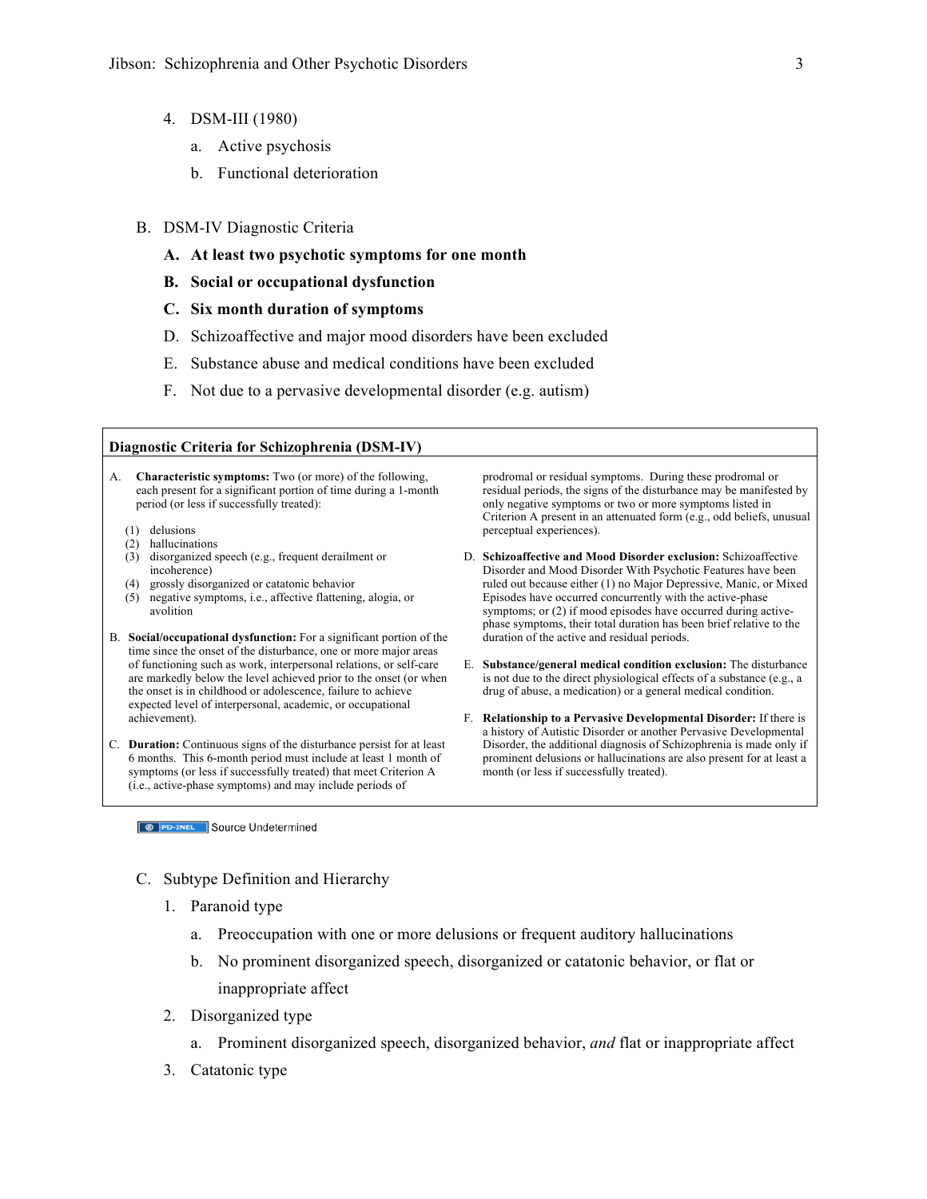4. DSM-III (1980)
   a. Active psychosis
   b. Functional deterioration

B. DSM-IV Diagnostic Criteria

   **A. At least two psychotic symptoms for one month**

   **B. Social or occupational dysfunction**

   **C. Six month duration of symptoms**

   D. Schizoaffective and major mood disorders have been excluded

   E. Substance abuse and medical conditions have been excluded

   F. Not due to a pervasive developmental disorder (e.g. autism)

**Diagnostic Criteria for Schizophrenia (DSM-IV)**

A. **Characteristic symptoms:** Two (or more) of the following, each present for a significant portion of time during a 1-month period (or less if successfully treated):

   (1) delusions
   (2) hallucinations
   (3) disorganized speech (e.g., frequent derailment or incoherence)
   (4) grossly disorganized or catatonic behavior
   (5) negative symptoms, i.e., affective flattening, alogia, or avolition

B. **Social/occupational dysfunction:** For a significant portion of the time since the onset of the disturbance, one or more major areas of functioning such as work, interpersonal relations, or self-care are markedly below the level achieved prior to the onset (or when the onset is in childhood or adolescence, failure to achieve expected level of interpersonal, academic, or occupational achievement).

C. **Duration:** Continuous signs of the disturbance persist for at least 6 months. This 6-month period must include at least 1 month of symptoms (or less if successfully treated) that meet Criterion A (i.e., active-phase symptoms) and may include periods of prodromal or residual symptoms. During these prodromal or residual periods, the signs of the disturbance may be manifested by only negative symptoms or two or more symptoms listed in Criterion A present in an attenuated form (e.g., odd beliefs, unusual perceptual experiences).

D. **Schizoaffective and Mood Disorder exclusion:** Schizoaffective Disorder and Mood Disorder With Psychotic Features have been ruled out because either (1) no Major Depressive, Manic, or Mixed Episodes have occurred concurrently with the active-phase symptoms; or (2) if mood episodes have occurred during active-phase symptoms, their total duration has been brief relative to the duration of the active and residual periods.

E. **Substance/general medical condition exclusion:** The disturbance is not due to the direct physiological effects of a substance (e.g., a drug of abuse, a medication) or a general medical condition.

F. **Relationship to a Pervasive Developmental Disorder:** If there is a history of Autistic Disorder or another Pervasive Developmental Disorder, the additional diagnosis of Schizophrenia is made only if prominent delusions or hallucinations are also present for at least a month (or less if successfully treated).

PD-INEL Source Undetermined

C. Subtype Definition and Hierarchy

1. Paranoid type
   a. Preoccupation with one or more delusions or frequent auditory hallucinations
   b. No prominent disorganized speech, disorganized or catatonic behavior, or flat or inappropriate affect
2. Disorganized type
   a. Prominent disorganized speech, disorganized behavior, *and* flat or inappropriate affect
3. Catatonic type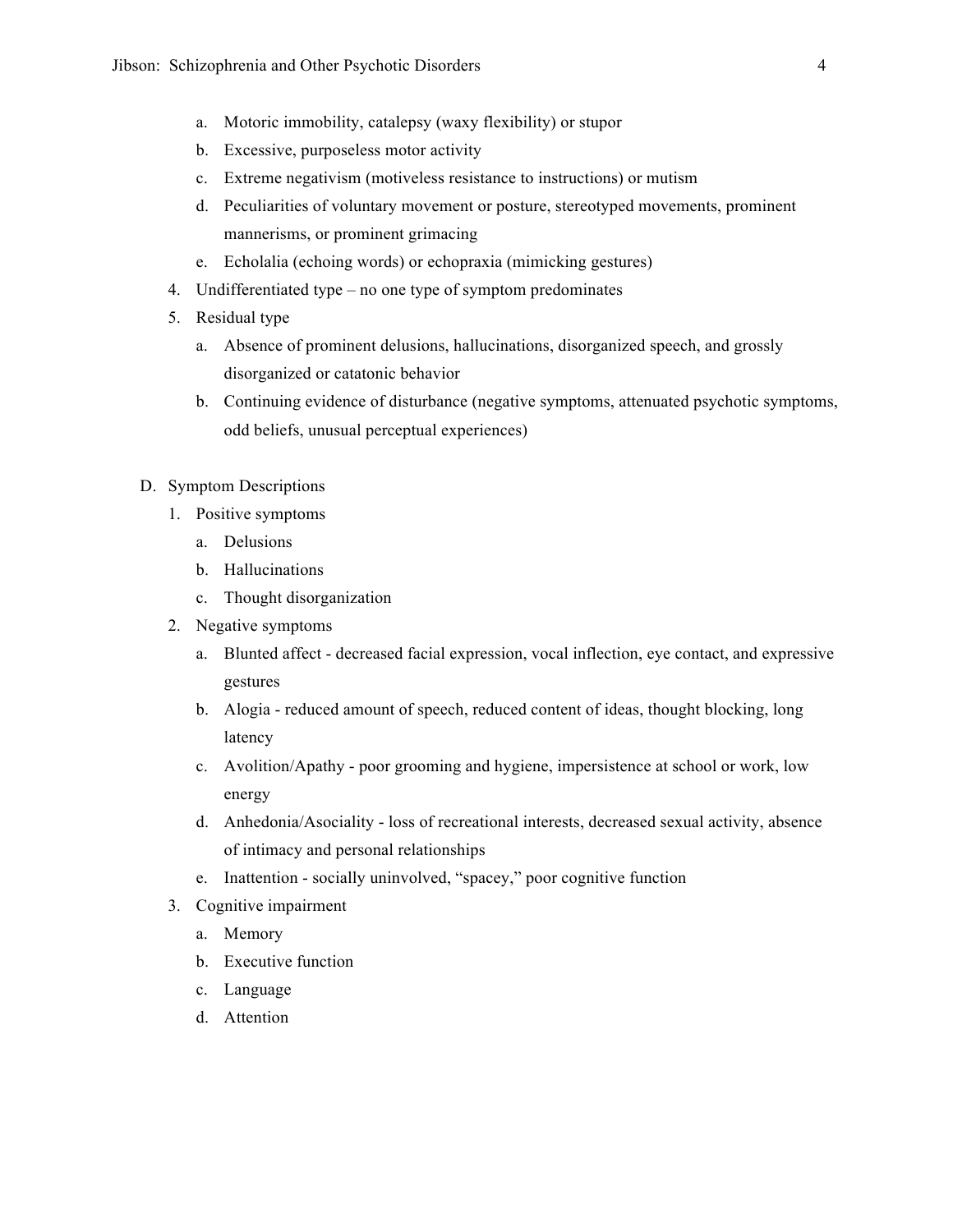a. Motoric immobility, catalepsy (waxy flexibility) or stupor
b. Excessive, purposeless motor activity
c. Extreme negativism (motiveless resistance to instructions) or mutism
d. Peculiarities of voluntary movement or posture, stereotyped movements, prominent mannerisms, or prominent grimacing
e. Echolalia (echoing words) or echopraxia (mimicking gestures)

4. Undifferentiated type – no one type of symptom predominates
5. Residual type
   a. Absence of prominent delusions, hallucinations, disorganized speech, and grossly disorganized or catatonic behavior
   b. Continuing evidence of disturbance (negative symptoms, attenuated psychotic symptoms, odd beliefs, unusual perceptual experiences)

D. Symptom Descriptions

1. Positive symptoms
   a. Delusions
   b. Hallucinations
   c. Thought disorganization
2. Negative symptoms
   a. Blunted affect - decreased facial expression, vocal inflection, eye contact, and expressive gestures
   b. Alogia - reduced amount of speech, reduced content of ideas, thought blocking, long latency
   c. Avolition/Apathy - poor grooming and hygiene, impersistence at school or work, low energy
   d. Anhedonia/Asociality - loss of recreational interests, decreased sexual activity, absence of intimacy and personal relationships
   e. Inattention - socially uninvolved, "spacey," poor cognitive function
3. Cognitive impairment
   a. Memory
   b. Executive function
   c. Language
   d. Attention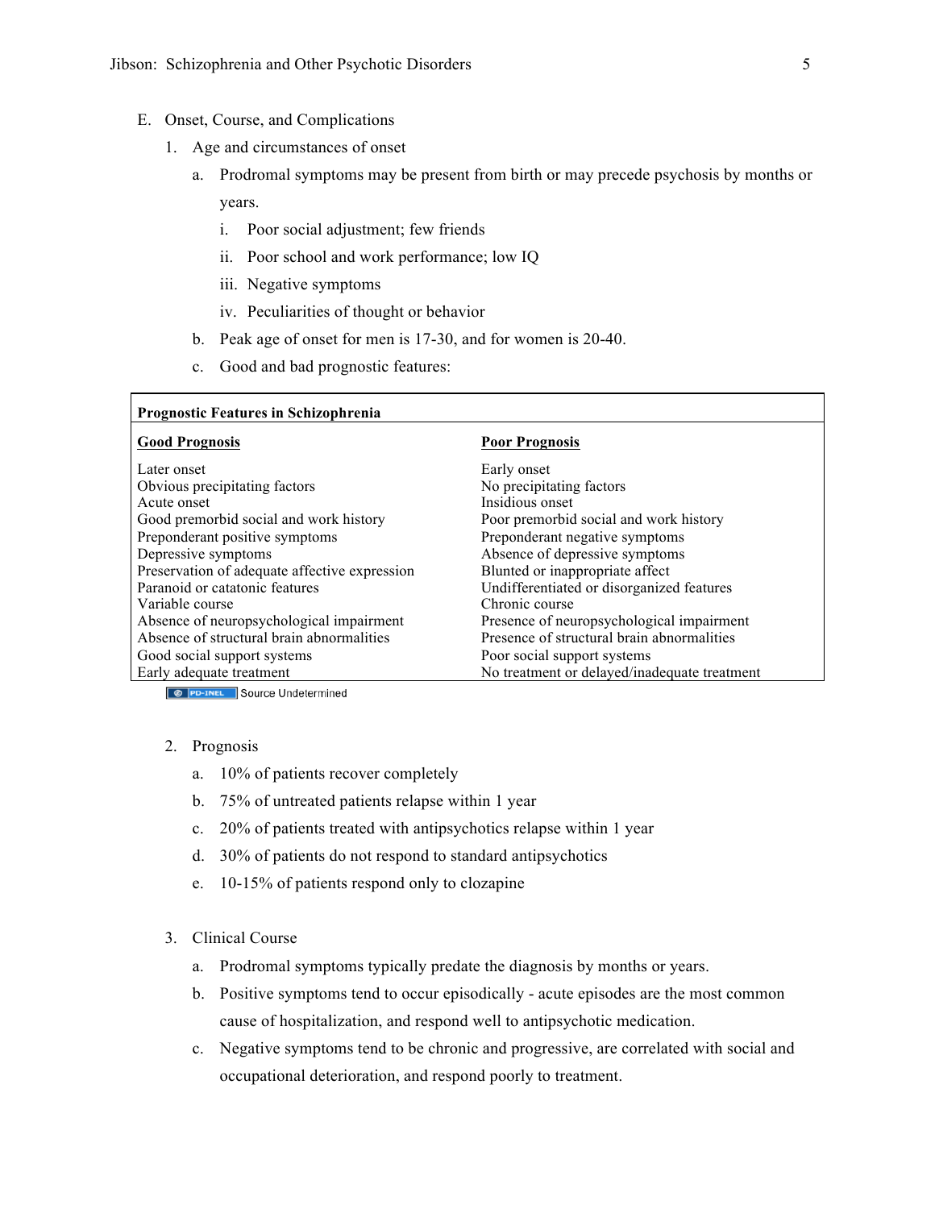E. Onset, Course, and Complications

1. Age and circumstances of onset

   a. Prodromal symptoms may be present from birth or may precede psychosis by months or years.

      i. Poor social adjustment; few friends

      ii. Poor school and work performance; low IQ

      iii. Negative symptoms

      iv. Peculiarities of thought or behavior

   b. Peak age of onset for men is 17-30, and for women is 20-40.

   c. Good and bad prognostic features:

| **Prognostic Features in Schizophrenia** | |
|---|---|
| **Good Prognosis** | **Poor Prognosis** |
| Later onset | Early onset |
| Obvious precipitating factors | No precipitating factors |
| Acute onset | Insidious onset |
| Good premorbid social and work history | Poor premorbid social and work history |
| Preponderant positive symptoms | Preponderant negative symptoms |
| Depressive symptoms | Absence of depressive symptoms |
| Preservation of adequate affective expression | Blunted or inappropriate affect |
| Paranoid or catatonic features | Undifferentiated or disorganized features |
| Variable course | Chronic course |
| Absence of neuropsychological impairment | Presence of neuropsychological impairment |
| Absence of structural brain abnormalities | Presence of structural brain abnormalities |
| Good social support systems | Poor social support systems |
| Early adequate treatment | No treatment or delayed/inadequate treatment |

PD-INEL Source Undetermined

2. Prognosis

   a. 10% of patients recover completely

   b. 75% of untreated patients relapse within 1 year

   c. 20% of patients treated with antipsychotics relapse within 1 year

   d. 30% of patients do not respond to standard antipsychotics

   e. 10-15% of patients respond only to clozapine

3. Clinical Course

   a. Prodromal symptoms typically predate the diagnosis by months or years.

   b. Positive symptoms tend to occur episodically - acute episodes are the most common cause of hospitalization, and respond well to antipsychotic medication.

   c. Negative symptoms tend to be chronic and progressive, are correlated with social and occupational deterioration, and respond poorly to treatment.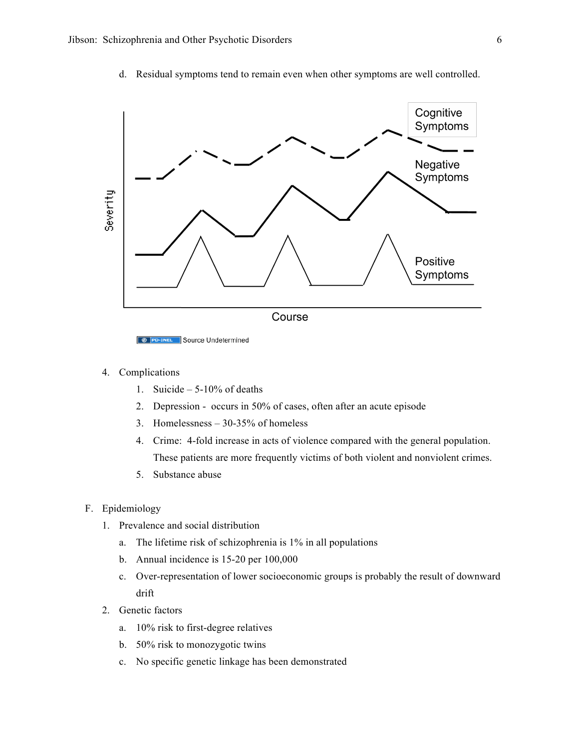d. Residual symptoms tend to remain even when other symptoms are well controlled.

Source Undetermined

4. Complications
   1. Suicide – 5-10% of deaths
   2. Depression - occurs in 50% of cases, often after an acute episode
   3. Homelessness – 30-35% of homeless
   4. Crime: 4-fold increase in acts of violence compared with the general population. These patients are more frequently victims of both violent and nonviolent crimes.
   5. Substance abuse

F. Epidemiology

1. Prevalence and social distribution
   a. The lifetime risk of schizophrenia is 1% in all populations
   b. Annual incidence is 15-20 per 100,000
   c. Over-representation of lower socioeconomic groups is probably the result of downward drift
2. Genetic factors
   a. 10% risk to first-degree relatives
   b. 50% risk to monozygotic twins
   c. No specific genetic linkage has been demonstrated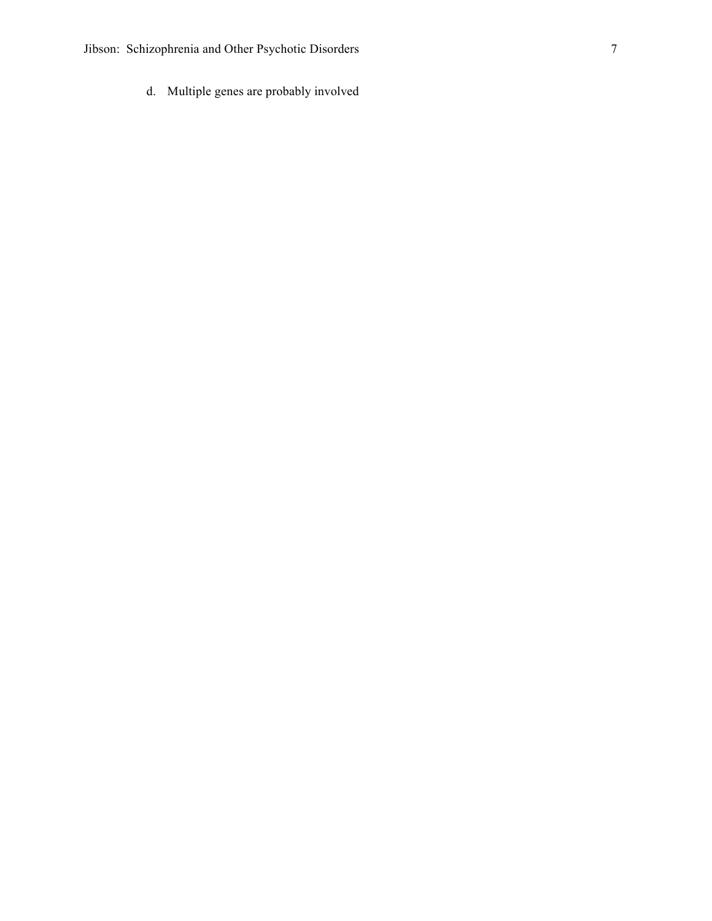d. Multiple genes are probably involved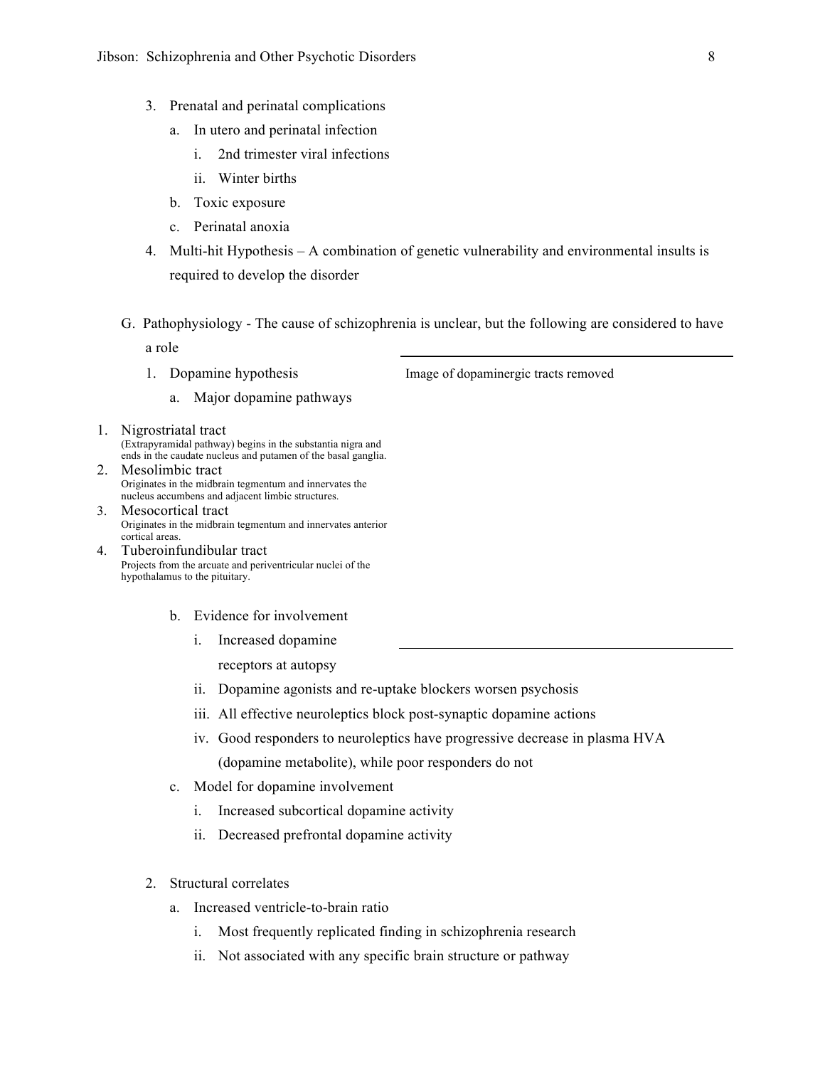3. Prenatal and perinatal complications
    a. In utero and perinatal infection
        i. 2nd trimester viral infections
        ii. Winter births
    b. Toxic exposure
    c. Perinatal anoxia
4. Multi-hit Hypothesis – A combination of genetic vulnerability and environmental insults is required to develop the disorder

G. Pathophysiology - The cause of schizophrenia is unclear, but the following are considered to have a role

1. Dopamine hypothesis
    a. Major dopamine pathways

Image of dopaminergic tracts removed

1. Nigrostriatal tract
   (Extrapyramidal pathway) begins in the substantia nigra and ends in the caudate nucleus and putamen of the basal ganglia.
2. Mesolimbic tract
   Originates in the midbrain tegmentum and innervates the nucleus accumbens and adjacent limbic structures.
3. Mesocortical tract
   Originates in the midbrain tegmentum and innervates anterior cortical areas.
4. Tuberoinfundibular tract
   Projects from the arcuate and periventricular nuclei of the hypothalamus to the pituitary.

    b. Evidence for involvement
        i. Increased dopamine receptors at autopsy
        ii. Dopamine agonists and re-uptake blockers worsen psychosis
        iii. All effective neuroleptics block post-synaptic dopamine actions
        iv. Good responders to neuroleptics have progressive decrease in plasma HVA (dopamine metabolite), while poor responders do not
    c. Model for dopamine involvement
        i. Increased subcortical dopamine activity
        ii. Decreased prefrontal dopamine activity

2. Structural correlates
    a. Increased ventricle-to-brain ratio
        i. Most frequently replicated finding in schizophrenia research
        ii. Not associated with any specific brain structure or pathway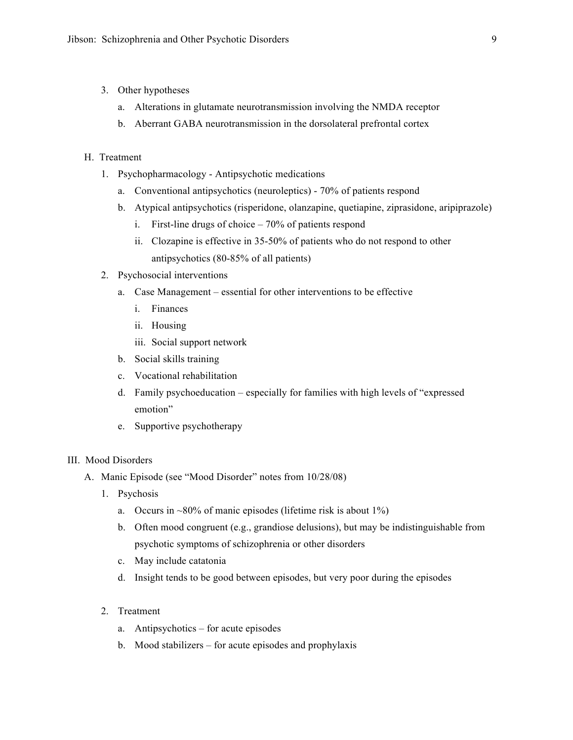3. Other hypotheses
   a. Alterations in glutamate neurotransmission involving the NMDA receptor
   b. Aberrant GABA neurotransmission in the dorsolateral prefrontal cortex

H. Treatment

1. Psychopharmacology - Antipsychotic medications
   a. Conventional antipsychotics (neuroleptics) - 70% of patients respond
   b. Atypical antipsychotics (risperidone, olanzapine, quetiapine, ziprasidone, aripiprazole)
      i. First-line drugs of choice – 70% of patients respond
      ii. Clozapine is effective in 35-50% of patients who do not respond to other antipsychotics (80-85% of all patients)
2. Psychosocial interventions
   a. Case Management – essential for other interventions to be effective
      i. Finances
      ii. Housing
      iii. Social support network
   b. Social skills training
   c. Vocational rehabilitation
   d. Family psychoeducation – especially for families with high levels of "expressed emotion"
   e. Supportive psychotherapy

III. Mood Disorders

A. Manic Episode (see "Mood Disorder" notes from 10/28/08)

1. Psychosis
   a. Occurs in ~80% of manic episodes (lifetime risk is about 1%)
   b. Often mood congruent (e.g., grandiose delusions), but may be indistinguishable from psychotic symptoms of schizophrenia or other disorders
   c. May include catatonia
   d. Insight tends to be good between episodes, but very poor during the episodes

2. Treatment
   a. Antipsychotics – for acute episodes
   b. Mood stabilizers – for acute episodes and prophylaxis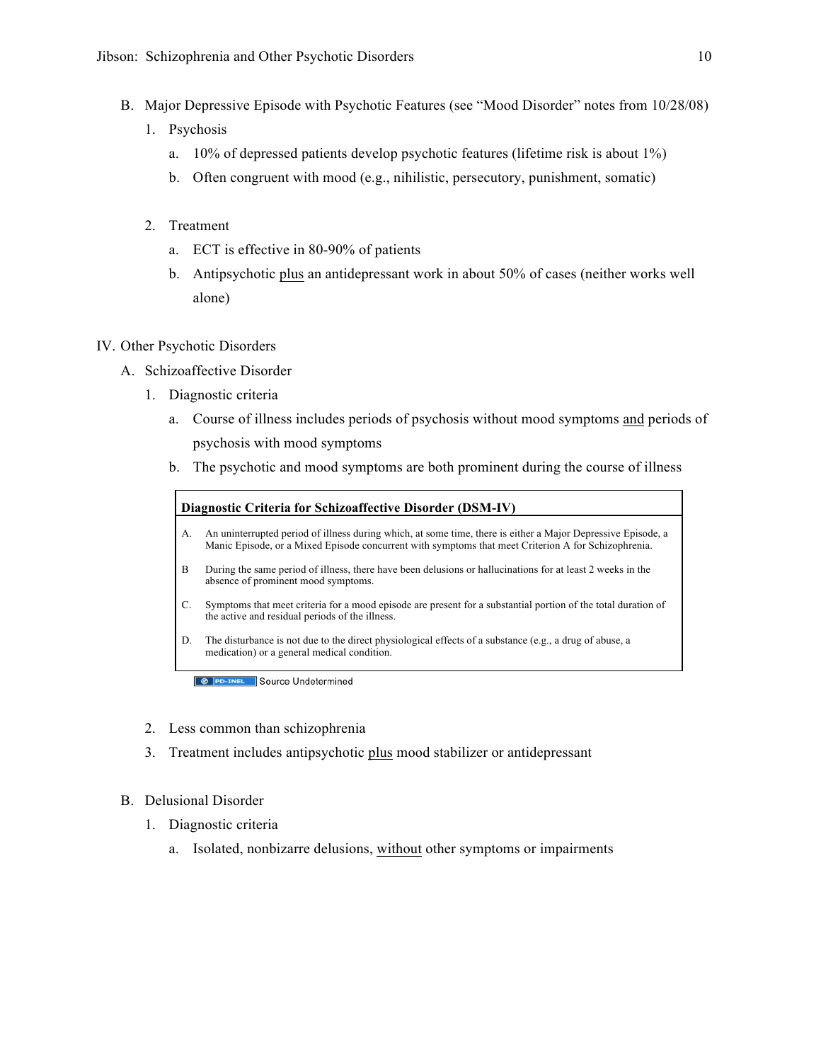B. Major Depressive Episode with Psychotic Features (see "Mood Disorder" notes from 10/28/08)

1. Psychosis
   a. 10% of depressed patients develop psychotic features (lifetime risk is about 1%)
   b. Often congruent with mood (e.g., nihilistic, persecutory, punishment, somatic)

2. Treatment
   a. ECT is effective in 80-90% of patients
   b. Antipsychotic <u>plus</u> an antidepressant work in about 50% of cases (neither works well alone)

IV. Other Psychotic Disorders

A. Schizoaffective Disorder

1. Diagnostic criteria
   a. Course of illness includes periods of psychosis without mood symptoms <u>and</u> periods of psychosis with mood symptoms
   b. The psychotic and mood symptoms are both prominent during the course of illness

| **Diagnostic Criteria for Schizoaffective Disorder (DSM-IV)** | |
|---|---|
| A. | An uninterrupted period of illness during which, at some time, there is either a Major Depressive Episode, a Manic Episode, or a Mixed Episode concurrent with symptoms that meet Criterion A for Schizophrenia. |
| B | During the same period of illness, there have been delusions or hallucinations for at least 2 weeks in the absence of prominent mood symptoms. |
| C. | Symptoms that meet criteria for a mood episode are present for a substantial portion of the total duration of the active and residual periods of the illness. |
| D. | The disturbance is not due to the direct physiological effects of a substance (e.g., a drug of abuse, a medication) or a general medical condition. |

PD-INEL Source Undetermined

2. Less common than schizophrenia
3. Treatment includes antipsychotic <u>plus</u> mood stabilizer or antidepressant

B. Delusional Disorder

1. Diagnostic criteria
   a. Isolated, nonbizarre delusions, <u>without</u> other symptoms or impairments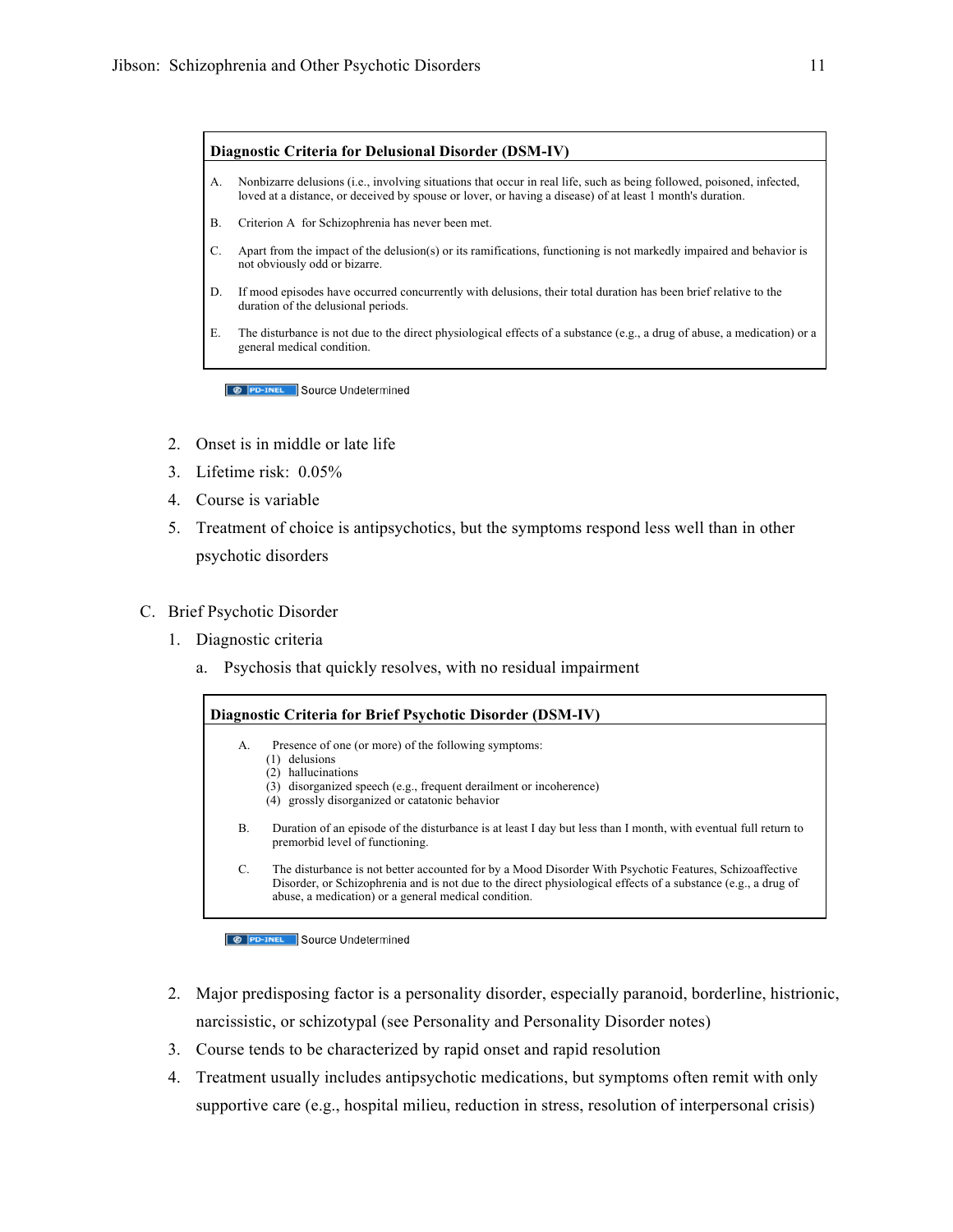**Diagnostic Criteria for Delusional Disorder (DSM-IV)**

A. Nonbizarre delusions (i.e., involving situations that occur in real life, such as being followed, poisoned, infected, loved at a distance, or deceived by spouse or lover, or having a disease) of at least 1 month's duration.

B. Criterion A for Schizophrenia has never been met.

C. Apart from the impact of the delusion(s) or its ramifications, functioning is not markedly impaired and behavior is not obviously odd or bizarre.

D. If mood episodes have occurred concurrently with delusions, their total duration has been brief relative to the duration of the delusional periods.

E. The disturbance is not due to the direct physiological effects of a substance (e.g., a drug of abuse, a medication) or a general medical condition.

PD-INEL Source Undetermined

2. Onset is in middle or late life
3. Lifetime risk: 0.05%
4. Course is variable
5. Treatment of choice is antipsychotics, but the symptoms respond less well than in other psychotic disorders

C. Brief Psychotic Disorder

1. Diagnostic criteria
   a. Psychosis that quickly resolves, with no residual impairment

**Diagnostic Criteria for Brief Psychotic Disorder (DSM-IV)**

A. Presence of one (or more) of the following symptoms:
   (1) delusions
   (2) hallucinations
   (3) disorganized speech (e.g., frequent derailment or incoherence)
   (4) grossly disorganized or catatonic behavior

B. Duration of an episode of the disturbance is at least I day but less than I month, with eventual full return to premorbid level of functioning.

C. The disturbance is not better accounted for by a Mood Disorder With Psychotic Features, Schizoaffective Disorder, or Schizophrenia and is not due to the direct physiological effects of a substance (e.g., a drug of abuse, a medication) or a general medical condition.

PD-INEL Source Undetermined

2. Major predisposing factor is a personality disorder, especially paranoid, borderline, histrionic, narcissistic, or schizotypal (see Personality and Personality Disorder notes)
3. Course tends to be characterized by rapid onset and rapid resolution
4. Treatment usually includes antipsychotic medications, but symptoms often remit with only supportive care (e.g., hospital milieu, reduction in stress, resolution of interpersonal crisis)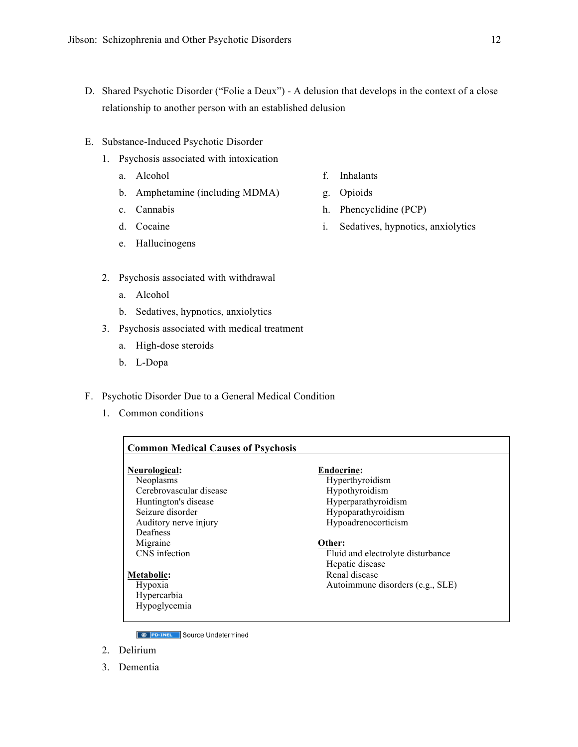D. Shared Psychotic Disorder ("Folie a Deux") - A delusion that develops in the context of a close relationship to another person with an established delusion

E. Substance-Induced Psychotic Disorder

1. Psychosis associated with intoxication
   a. Alcohol
   b. Amphetamine (including MDMA)
   c. Cannabis
   d. Cocaine
   e. Hallucinogens
   f. Inhalants
   g. Opioids
   h. Phencyclidine (PCP)
   i. Sedatives, hypnotics, anxiolytics

2. Psychosis associated with withdrawal
   a. Alcohol
   b. Sedatives, hypnotics, anxiolytics

3. Psychosis associated with medical treatment
   a. High-dose steroids
   b. L-Dopa

F. Psychotic Disorder Due to a General Medical Condition

1. Common conditions

**Common Medical Causes of Psychosis**

**Neurological:**
- Neoplasms
- Cerebrovascular disease
- Huntington's disease
- Seizure disorder
- Auditory nerve injury
- Deafness
- Migraine
- CNS infection

**Metabolic:**
- Hypoxia
- Hypercarbia
- Hypoglycemia

**Endocrine:**
- Hyperthyroidism
- Hypothyroidism
- Hyperparathyroidism
- Hypoparathyroidism
- Hypoadrenocorticism

**Other:**
- Fluid and electrolyte disturbance
- Hepatic disease
- Renal disease
- Autoimmune disorders (e.g., SLE)

PD-INEL Source Undetermined

2. Delirium
3. Dementia